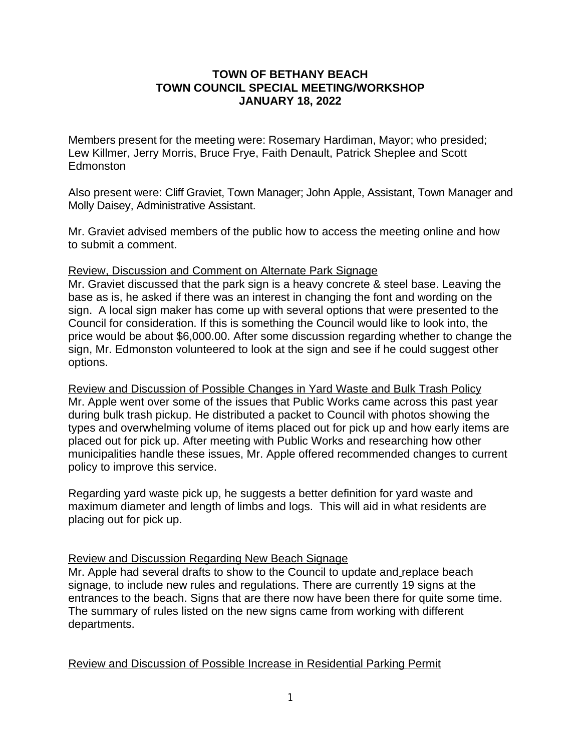# TOWN OF BETHANY BEACH
# TOWN COUNCIL SPECIAL MEETING/WORKSHOP
# JANUARY 18, 2022

Members present for the meeting were: Rosemary Hardiman, Mayor; who presided; Lew Killmer, Jerry Morris, Bruce Frye, Faith Denault, Patrick Sheplee and Scott Edmonston

Also present were: Cliff Graviet, Town Manager; John Apple, Assistant, Town Manager and Molly Daisey, Administrative Assistant.

Mr. Graviet advised members of the public how to access the meeting online and how to submit a comment.

Review, Discussion and Comment on Alternate Park Signage

Mr. Graviet discussed that the park sign is a heavy concrete & steel base. Leaving the base as is, he asked if there was an interest in changing the font and wording on the sign. A local sign maker has come up with several options that were presented to the Council for consideration. If this is something the Council would like to look into, the price would be about $6,000.00. After some discussion regarding whether to change the sign, Mr. Edmonston volunteered to look at the sign and see if he could suggest other options.

Review and Discussion of Possible Changes in Yard Waste and Bulk Trash Policy

Mr. Apple went over some of the issues that Public Works came across this past year during bulk trash pickup. He distributed a packet to Council with photos showing the types and overwhelming volume of items placed out for pick up and how early items are placed out for pick up. After meeting with Public Works and researching how other municipalities handle these issues, Mr. Apple offered recommended changes to current policy to improve this service.

Regarding yard waste pick up, he suggests a better definition for yard waste and maximum diameter and length of limbs and logs. This will aid in what residents are placing out for pick up.

Review and Discussion Regarding New Beach Signage

Mr. Apple had several drafts to show to the Council to update and replace beach signage, to include new rules and regulations. There are currently 19 signs at the entrances to the beach. Signs that are there now have been there for quite some time. The summary of rules listed on the new signs came from working with different departments.

Review and Discussion of Possible Increase in Residential Parking Permit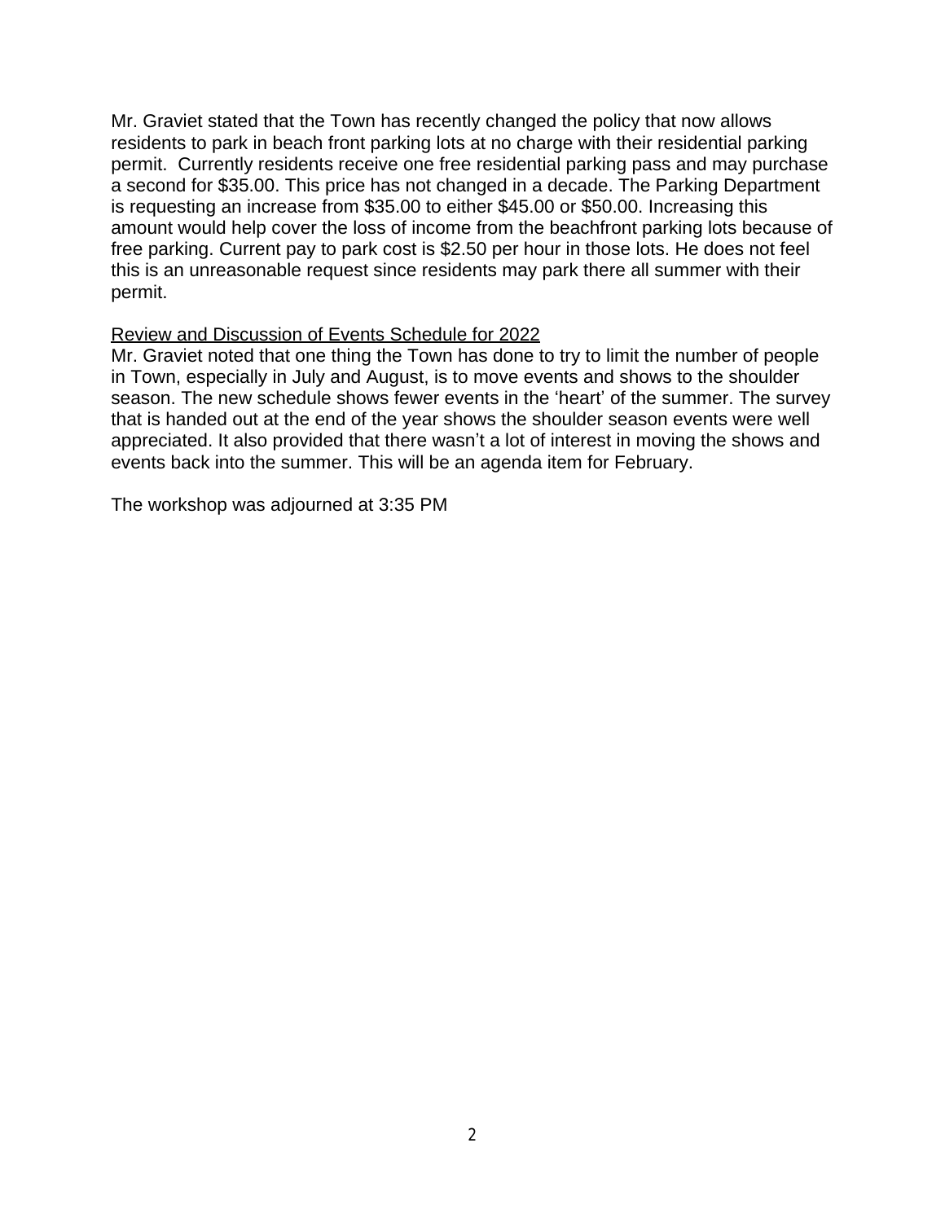Mr. Graviet stated that the Town has recently changed the policy that now allows residents to park in beach front parking lots at no charge with their residential parking permit. Currently residents receive one free residential parking pass and may purchase a second for $35.00. This price has not changed in a decade. The Parking Department is requesting an increase from $35.00 to either $45.00 or $50.00. Increasing this amount would help cover the loss of income from the beachfront parking lots because of free parking. Current pay to park cost is $2.50 per hour in those lots. He does not feel this is an unreasonable request since residents may park there all summer with their permit.

<u>Review and Discussion of Events Schedule for 2022</u>

Mr. Graviet noted that one thing the Town has done to try to limit the number of people in Town, especially in July and August, is to move events and shows to the shoulder season. The new schedule shows fewer events in the 'heart' of the summer. The survey that is handed out at the end of the year shows the shoulder season events were well appreciated. It also provided that there wasn't a lot of interest in moving the shows and events back into the summer. This will be an agenda item for February.

The workshop was adjourned at 3:35 PM